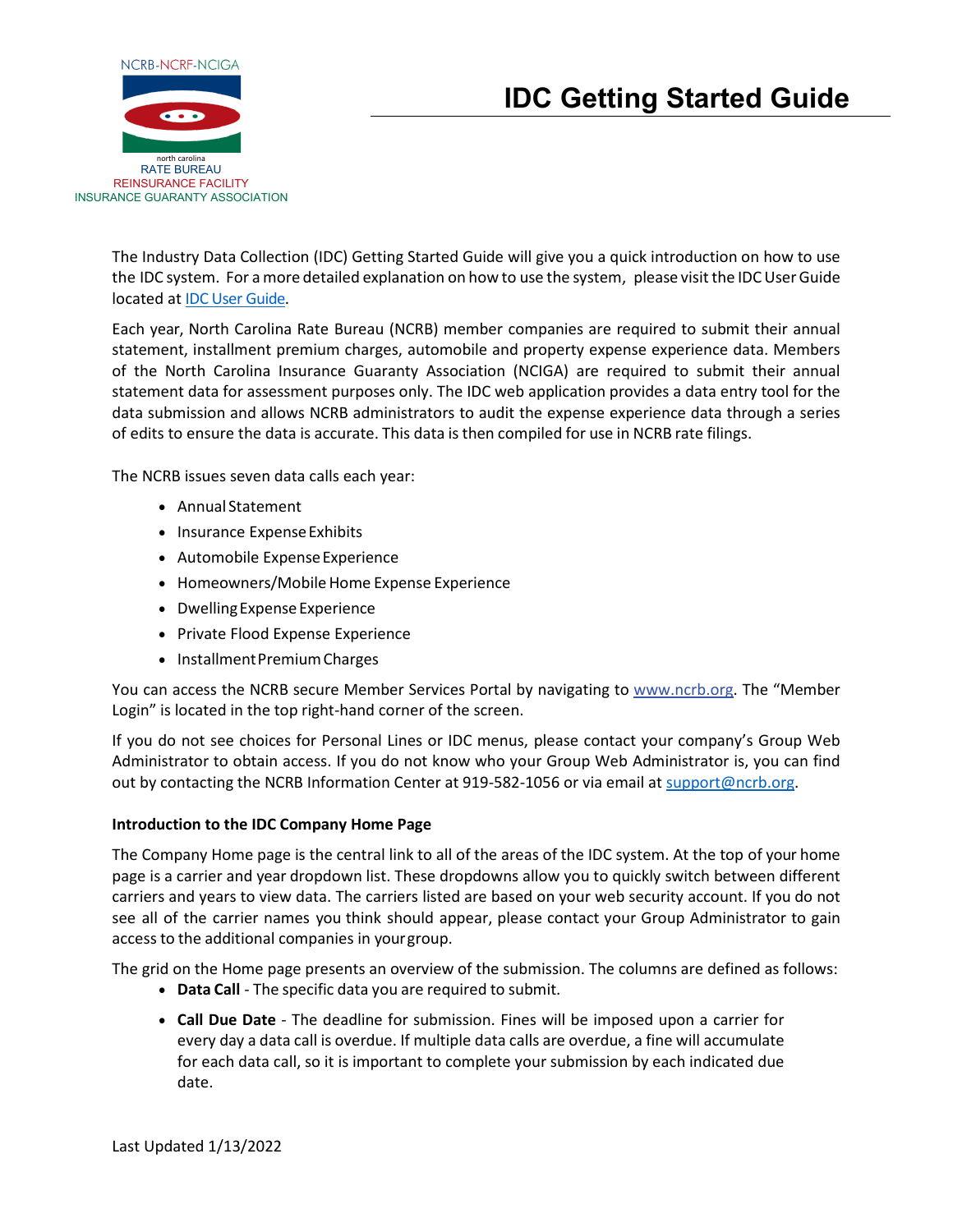NCRB-NCRF-NCIGA

north carolina
RATE BUREAU
REINSURANCE FACILITY
INSURANCE GUARANTY ASSOCIATION

# IDC Getting Started Guide

The Industry Data Collection (IDC) Getting Started Guide will give you a quick introduction on how to use the IDC system. For a more detailed explanation on how to use the system, please visit the IDC User Guide located at [IDC User Guide](IDC User Guide).

Each year, North Carolina Rate Bureau (NCRB) member companies are required to submit their annual statement, installment premium charges, automobile and property expense experience data. Members of the North Carolina Insurance Guaranty Association (NCIGA) are required to submit their annual statement data for assessment purposes only. The IDC web application provides a data entry tool for the data submission and allows NCRB administrators to audit the expense experience data through a series of edits to ensure the data is accurate. This data is then compiled for use in NCRB rate filings.

The NCRB issues seven data calls each year:

- Annual Statement
- Insurance Expense Exhibits
- Automobile Expense Experience
- Homeowners/Mobile Home Expense Experience
- Dwelling Expense Experience
- Private Flood Expense Experience
- Installment Premium Charges

You can access the NCRB secure Member Services Portal by navigating to www.ncrb.org. The "Member Login" is located in the top right-hand corner of the screen.

If you do not see choices for Personal Lines or IDC menus, please contact your company's Group Web Administrator to obtain access. If you do not know who your Group Web Administrator is, you can find out by contacting the NCRB Information Center at 919-582-1056 or via email at support@ncrb.org.

**Introduction to the IDC Company Home Page**

The Company Home page is the central link to all of the areas of the IDC system. At the top of your home page is a carrier and year dropdown list. These dropdowns allow you to quickly switch between different carriers and years to view data. The carriers listed are based on your web security account. If you do not see all of the carrier names you think should appear, please contact your Group Administrator to gain access to the additional companies in your group.

The grid on the Home page presents an overview of the submission. The columns are defined as follows:

- **Data Call** - The specific data you are required to submit.
- **Call Due Date** - The deadline for submission. Fines will be imposed upon a carrier for every day a data call is overdue. If multiple data calls are overdue, a fine will accumulate for each data call, so it is important to complete your submission by each indicated due date.

Last Updated 1/13/2022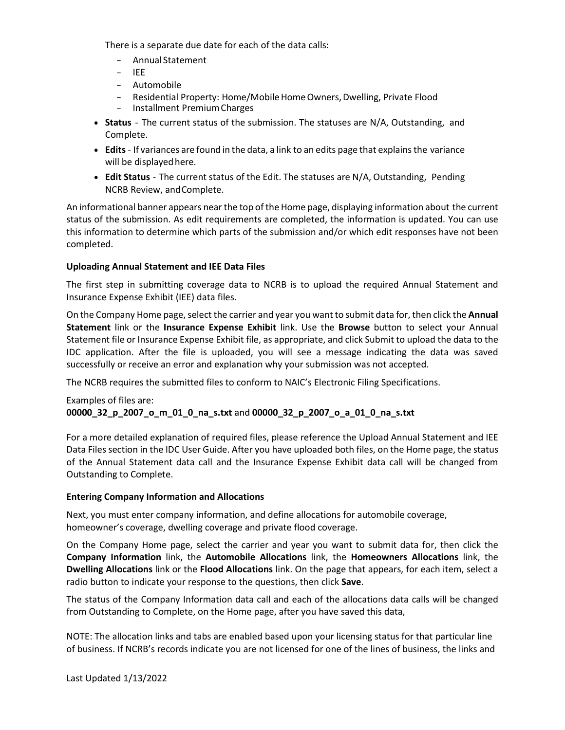There is a separate due date for each of the data calls:

- Annual Statement
- IEE
- Automobile
- Residential Property: Home/Mobile Home Owners, Dwelling, Private Flood
- Installment Premium Charges

- **Status** - The current status of the submission. The statuses are N/A, Outstanding, and Complete.
- **Edits** - If variances are found in the data, a link to an edits page that explains the variance will be displayed here.
- **Edit Status** - The current status of the Edit. The statuses are N/A, Outstanding, Pending NCRB Review, and Complete.

An informational banner appears near the top of the Home page, displaying information about the current status of the submission. As edit requirements are completed, the information is updated. You can use this information to determine which parts of the submission and/or which edit responses have not been completed.

**Uploading Annual Statement and IEE Data Files**

The first step in submitting coverage data to NCRB is to upload the required Annual Statement and Insurance Expense Exhibit (IEE) data files.

On the Company Home page, select the carrier and year you want to submit data for, then click the **Annual Statement** link or the **Insurance Expense Exhibit** link. Use the **Browse** button to select your Annual Statement file or Insurance Expense Exhibit file, as appropriate, and click Submit to upload the data to the IDC application. After the file is uploaded, you will see a message indicating the data was saved successfully or receive an error and explanation why your submission was not accepted.

The NCRB requires the submitted files to conform to NAIC's Electronic Filing Specifications.

Examples of files are:
**00000_32_p_2007_o_m_01_0_na_s.txt** and **00000_32_p_2007_o_a_01_0_na_s.txt**

For a more detailed explanation of required files, please reference the Upload Annual Statement and IEE Data Files section in the IDC User Guide. After you have uploaded both files, on the Home page, the status of the Annual Statement data call and the Insurance Expense Exhibit data call will be changed from Outstanding to Complete.

**Entering Company Information and Allocations**

Next, you must enter company information, and define allocations for automobile coverage, homeowner's coverage, dwelling coverage and private flood coverage.

On the Company Home page, select the carrier and year you want to submit data for, then click the **Company Information** link, the **Automobile Allocations** link, the **Homeowners Allocations** link, the **Dwelling Allocations** link or the **Flood Allocations** link. On the page that appears, for each item, select a radio button to indicate your response to the questions, then click **Save**.

The status of the Company Information data call and each of the allocations data calls will be changed from Outstanding to Complete, on the Home page, after you have saved this data,

NOTE: The allocation links and tabs are enabled based upon your licensing status for that particular line of business. If NCRB's records indicate you are not licensed for one of the lines of business, the links and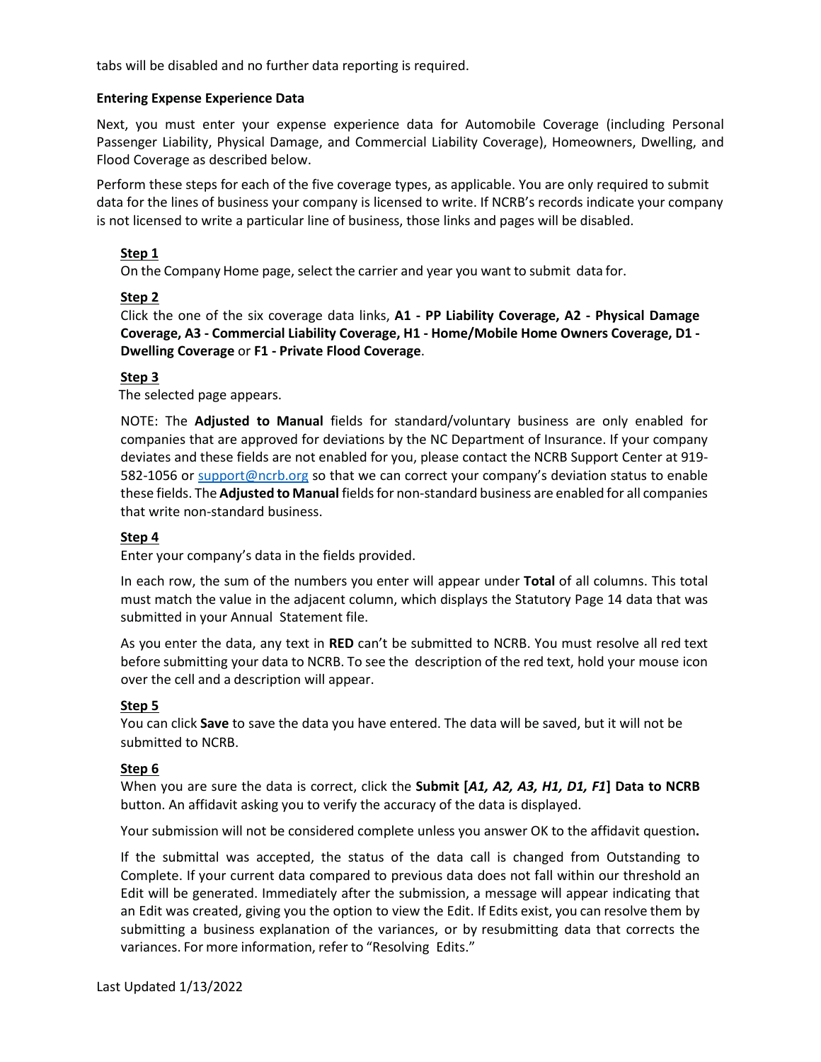tabs will be disabled and no further data reporting is required.

**Entering Expense Experience Data**

Next, you must enter your expense experience data for Automobile Coverage (including Personal Passenger Liability, Physical Damage, and Commercial Liability Coverage), Homeowners, Dwelling, and Flood Coverage as described below.

Perform these steps for each of the five coverage types, as applicable. You are only required to submit data for the lines of business your company is licensed to write. If NCRB's records indicate your company is not licensed to write a particular line of business, those links and pages will be disabled.

**Step 1**
On the Company Home page, select the carrier and year you want to submit data for.

**Step 2**
Click the one of the six coverage data links, **A1 - PP Liability Coverage, A2 - Physical Damage Coverage, A3 - Commercial Liability Coverage, H1 - Home/Mobile Home Owners Coverage, D1 - Dwelling Coverage** or **F1 - Private Flood Coverage**.

**Step 3**
The selected page appears.

NOTE: The **Adjusted to Manual** fields for standard/voluntary business are only enabled for companies that are approved for deviations by the NC Department of Insurance. If your company deviates and these fields are not enabled for you, please contact the NCRB Support Center at 919-582-1056 or support@ncrb.org so that we can correct your company's deviation status to enable these fields. The **Adjusted to Manual** fields for non-standard business are enabled for all companies that write non-standard business.

**Step 4**
Enter your company's data in the fields provided.

In each row, the sum of the numbers you enter will appear under **Total** of all columns. This total must match the value in the adjacent column, which displays the Statutory Page 14 data that was submitted in your Annual Statement file.

As you enter the data, any text in **RED** can't be submitted to NCRB. You must resolve all red text before submitting your data to NCRB. To see the description of the red text, hold your mouse icon over the cell and a description will appear.

**Step 5**
You can click **Save** to save the data you have entered. The data will be saved, but it will not be submitted to NCRB.

**Step 6**
When you are sure the data is correct, click the **Submit [*A1, A2, A3, H1, D1, F1*] Data to NCRB** button. An affidavit asking you to verify the accuracy of the data is displayed.

Your submission will not be considered complete unless you answer OK to the affidavit question**.**

If the submittal was accepted, the status of the data call is changed from Outstanding to Complete. If your current data compared to previous data does not fall within our threshold an Edit will be generated. Immediately after the submission, a message will appear indicating that an Edit was created, giving you the option to view the Edit. If Edits exist, you can resolve them by submitting a business explanation of the variances, or by resubmitting data that corrects the variances. For more information, refer to "Resolving Edits."

Last Updated 1/13/2022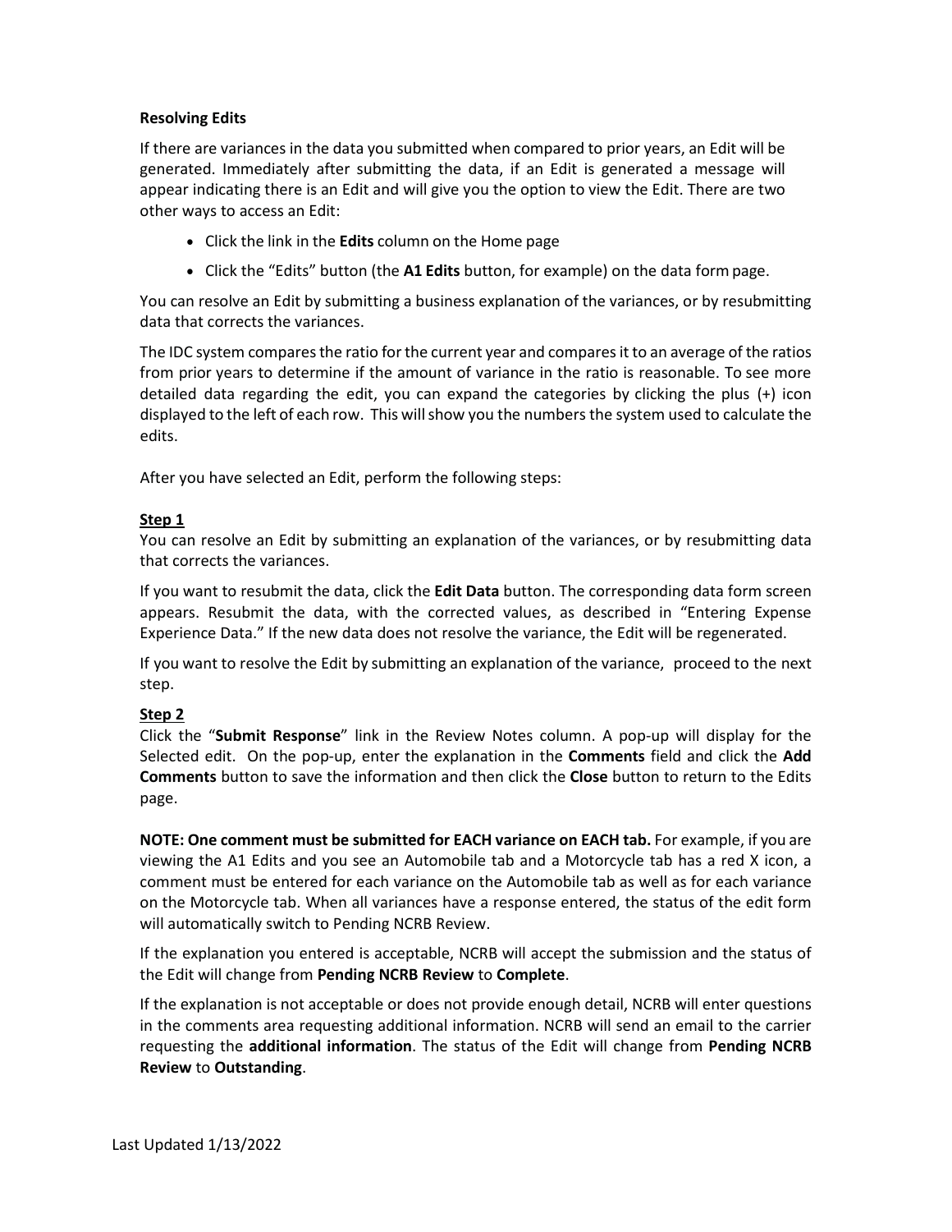**Resolving Edits**

If there are variances in the data you submitted when compared to prior years, an Edit will be generated. Immediately after submitting the data, if an Edit is generated a message will appear indicating there is an Edit and will give you the option to view the Edit. There are two other ways to access an Edit:

- Click the link in the **Edits** column on the Home page
- Click the "Edits" button (the **A1 Edits** button, for example) on the data form page.

You can resolve an Edit by submitting a business explanation of the variances, or by resubmitting data that corrects the variances.

The IDC system compares the ratio for the current year and compares it to an average of the ratios from prior years to determine if the amount of variance in the ratio is reasonable. To see more detailed data regarding the edit, you can expand the categories by clicking the plus (+) icon displayed to the left of each row. This will show you the numbers the system used to calculate the edits.

After you have selected an Edit, perform the following steps:

**Step 1**

You can resolve an Edit by submitting an explanation of the variances, or by resubmitting data that corrects the variances.

If you want to resubmit the data, click the **Edit Data** button. The corresponding data form screen appears. Resubmit the data, with the corrected values, as described in "Entering Expense Experience Data." If the new data does not resolve the variance, the Edit will be regenerated.

If you want to resolve the Edit by submitting an explanation of the variance, proceed to the next step.

**Step 2**

Click the "**Submit Response**" link in the Review Notes column. A pop-up will display for the Selected edit. On the pop-up, enter the explanation in the **Comments** field and click the **Add Comments** button to save the information and then click the **Close** button to return to the Edits page.

**NOTE: One comment must be submitted for EACH variance on EACH tab.** For example, if you are viewing the A1 Edits and you see an Automobile tab and a Motorcycle tab has a red X icon, a comment must be entered for each variance on the Automobile tab as well as for each variance on the Motorcycle tab. When all variances have a response entered, the status of the edit form will automatically switch to Pending NCRB Review.

If the explanation you entered is acceptable, NCRB will accept the submission and the status of the Edit will change from **Pending NCRB Review** to **Complete**.

If the explanation is not acceptable or does not provide enough detail, NCRB will enter questions in the comments area requesting additional information. NCRB will send an email to the carrier requesting the **additional information**. The status of the Edit will change from **Pending NCRB Review** to **Outstanding**.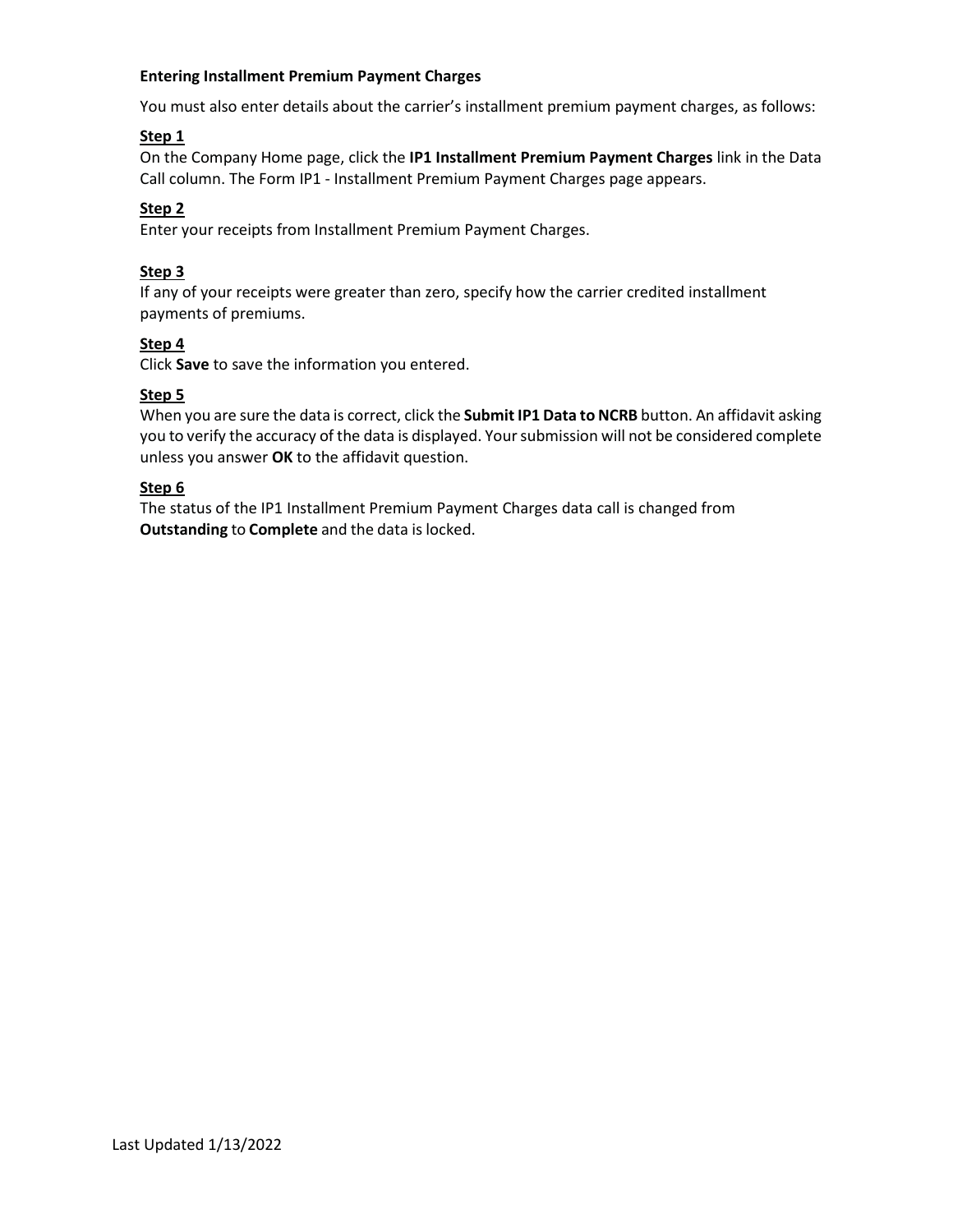**Entering Installment Premium Payment Charges**

You must also enter details about the carrier's installment premium payment charges, as follows:

**Step 1**

On the Company Home page, click the **IP1 Installment Premium Payment Charges** link in the Data Call column. The Form IP1 - Installment Premium Payment Charges page appears.

**Step 2**

Enter your receipts from Installment Premium Payment Charges.

**Step 3**

If any of your receipts were greater than zero, specify how the carrier credited installment payments of premiums.

**Step 4**

Click **Save** to save the information you entered.

**Step 5**

When you are sure the data is correct, click the **Submit IP1 Data to NCRB** button. An affidavit asking you to verify the accuracy of the data is displayed. Your submission will not be considered complete unless you answer **OK** to the affidavit question.

**Step 6**

The status of the IP1 Installment Premium Payment Charges data call is changed from **Outstanding** to **Complete** and the data is locked.

Last Updated 1/13/2022